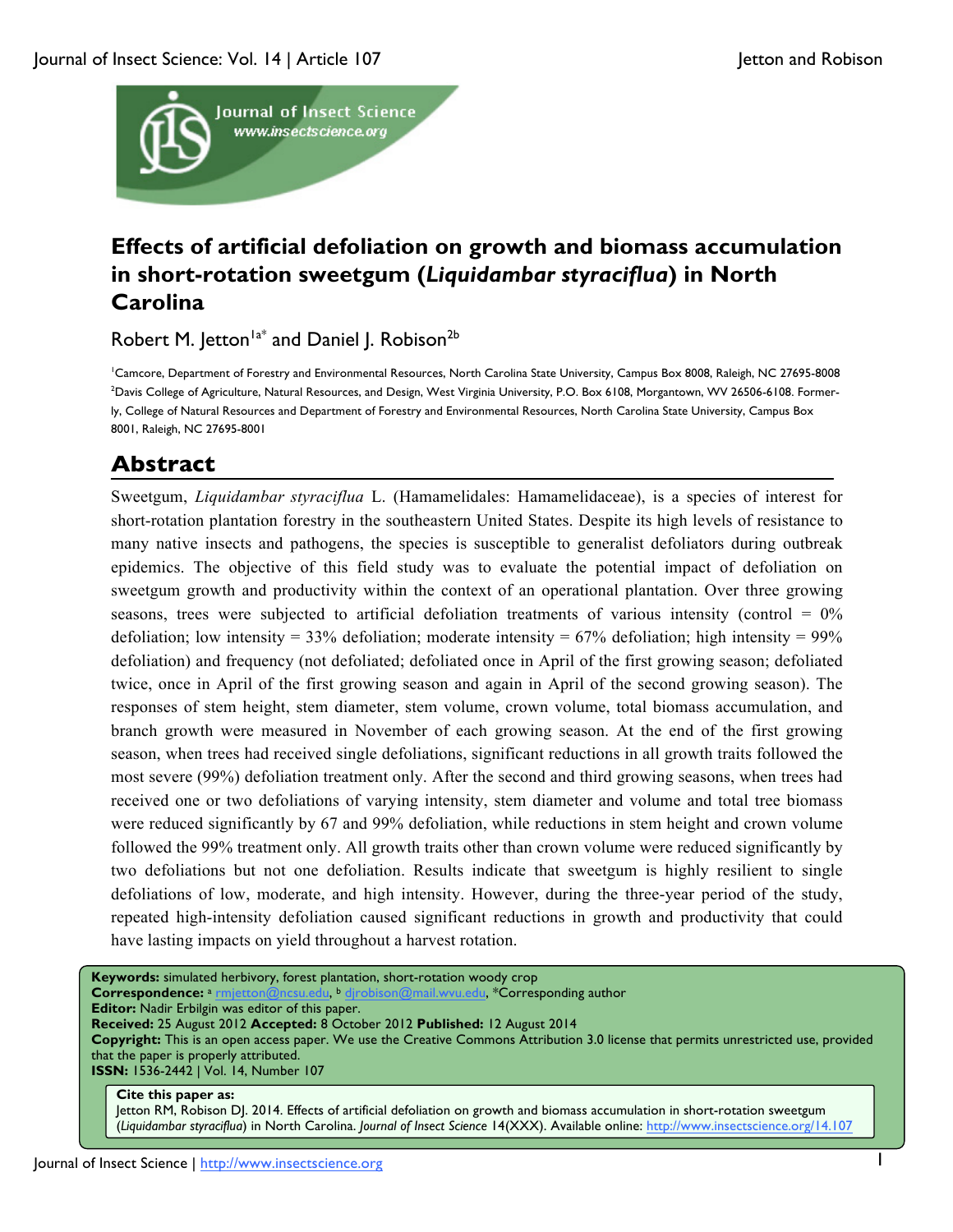# Effects of artificial defoliation on growth and biomass accumulation in short-rotation sweetgum (*Liquidambar styraciflua*) in North Carolina

Robert M. Jetton[1a*] and Daniel J. Robison[2b]

[1]Camcore, Department of Forestry and Environmental Resources, North Carolina State University, Campus Box 8008, Raleigh, NC 27695-8008
[2]Davis College of Agriculture, Natural Resources, and Design, West Virginia University, P.O. Box 6108, Morgantown, WV 26506-6108. Formerly, College of Natural Resources and Department of Forestry and Environmental Resources, North Carolina State University, Campus Box 8001, Raleigh, NC 27695-8001

## Abstract

Sweetgum, *Liquidambar styraciflua* L. (Hamamelidales: Hamamelidaceae), is a species of interest for short-rotation plantation forestry in the southeastern United States. Despite its high levels of resistance to many native insects and pathogens, the species is susceptible to generalist defoliators during outbreak epidemics. The objective of this field study was to evaluate the potential impact of defoliation on sweetgum growth and productivity within the context of an operational plantation. Over three growing seasons, trees were subjected to artificial defoliation treatments of various intensity (control = 0% defoliation; low intensity = 33% defoliation; moderate intensity = 67% defoliation; high intensity = 99% defoliation) and frequency (not defoliated; defoliated once in April of the first growing season; defoliated twice, once in April of the first growing season and again in April of the second growing season). The responses of stem height, stem diameter, stem volume, crown volume, total biomass accumulation, and branch growth were measured in November of each growing season. At the end of the first growing season, when trees had received single defoliations, significant reductions in all growth traits followed the most severe (99%) defoliation treatment only. After the second and third growing seasons, when trees had received one or two defoliations of varying intensity, stem diameter and volume and total tree biomass were reduced significantly by 67 and 99% defoliation, while reductions in stem height and crown volume followed the 99% treatment only. All growth traits other than crown volume were reduced significantly by two defoliations but not one defoliation. Results indicate that sweetgum is highly resilient to single defoliations of low, moderate, and high intensity. However, during the three-year period of the study, repeated high-intensity defoliation caused significant reductions in growth and productivity that could have lasting impacts on yield throughout a harvest rotation.

**Keywords:** simulated herbivory, forest plantation, short-rotation woody crop
**Correspondence:** [a] rmjetton@ncsu.edu, [b] djrobison@mail.wvu.edu, *Corresponding author
**Editor:** Nadir Erbilgin was editor of this paper.
**Received:** 25 August 2012 **Accepted:** 8 October 2012 **Published:** 12 August 2014
**Copyright:** This is an open access paper. We use the Creative Commons Attribution 3.0 license that permits unrestricted use, provided that the paper is properly attributed.
**ISSN:** 1536-2442 | Vol. 14, Number 107

**Cite this paper as:**
Jetton RM, Robison DJ. 2014. Effects of artificial defoliation on growth and biomass accumulation in short-rotation sweetgum (*Liquidambar styraciflua*) in North Carolina. *Journal of Insect Science* 14(XXX). Available online: http://www.insectscience.org/14.107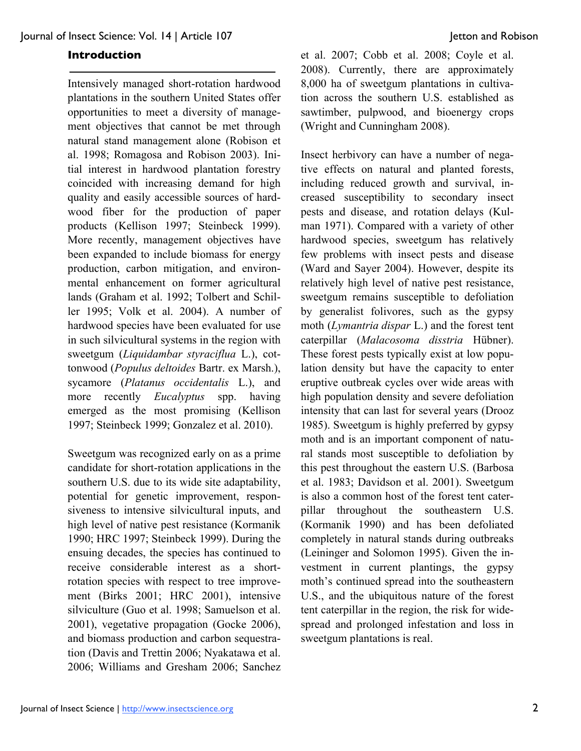## Introduction

Intensively managed short-rotation hardwood plantations in the southern United States offer opportunities to meet a diversity of management objectives that cannot be met through natural stand management alone (Robison et al. 1998; Romagosa and Robison 2003). Initial interest in hardwood plantation forestry coincided with increasing demand for high quality and easily accessible sources of hardwood fiber for the production of paper products (Kellison 1997; Steinbeck 1999). More recently, management objectives have been expanded to include biomass for energy production, carbon mitigation, and environmental enhancement on former agricultural lands (Graham et al. 1992; Tolbert and Schiller 1995; Volk et al. 2004). A number of hardwood species have been evaluated for use in such silvicultural systems in the region with sweetgum (*Liquidambar styraciflua* L.), cottonwood (*Populus deltoides* Bartr. ex Marsh.), sycamore (*Platanus occidentalis* L.), and more recently *Eucalyptus* spp. having emerged as the most promising (Kellison 1997; Steinbeck 1999; Gonzalez et al. 2010).

Sweetgum was recognized early on as a prime candidate for short-rotation applications in the southern U.S. due to its wide site adaptability, potential for genetic improvement, responsiveness to intensive silvicultural inputs, and high level of native pest resistance (Kormanik 1990; HRC 1997; Steinbeck 1999). During the ensuing decades, the species has continued to receive considerable interest as a short-rotation species with respect to tree improvement (Birks 2001; HRC 2001), intensive silviculture (Guo et al. 1998; Samuelson et al. 2001), vegetative propagation (Gocke 2006), and biomass production and carbon sequestration (Davis and Trettin 2006; Nyakatawa et al. 2006; Williams and Gresham 2006; Sanchez et al. 2007; Cobb et al. 2008; Coyle et al. 2008). Currently, there are approximately 8,000 ha of sweetgum plantations in cultivation across the southern U.S. established as sawtimber, pulpwood, and bioenergy crops (Wright and Cunningham 2008).

Insect herbivory can have a number of negative effects on natural and planted forests, including reduced growth and survival, increased susceptibility to secondary insect pests and disease, and rotation delays (Kulman 1971). Compared with a variety of other hardwood species, sweetgum has relatively few problems with insect pests and disease (Ward and Sayer 2004). However, despite its relatively high level of native pest resistance, sweetgum remains susceptible to defoliation by generalist folivores, such as the gypsy moth (*Lymantria dispar* L.) and the forest tent caterpillar (*Malacosoma disstria* Hübner). These forest pests typically exist at low population density but have the capacity to enter eruptive outbreak cycles over wide areas with high population density and severe defoliation intensity that can last for several years (Drooz 1985). Sweetgum is highly preferred by gypsy moth and is an important component of natural stands most susceptible to defoliation by this pest throughout the eastern U.S. (Barbosa et al. 1983; Davidson et al. 2001). Sweetgum is also a common host of the forest tent caterpillar throughout the southeastern U.S. (Kormanik 1990) and has been defoliated completely in natural stands during outbreaks (Leininger and Solomon 1995). Given the investment in current plantings, the gypsy moth's continued spread into the southeastern U.S., and the ubiquitous nature of the forest tent caterpillar in the region, the risk for widespread and prolonged infestation and loss in sweetgum plantations is real.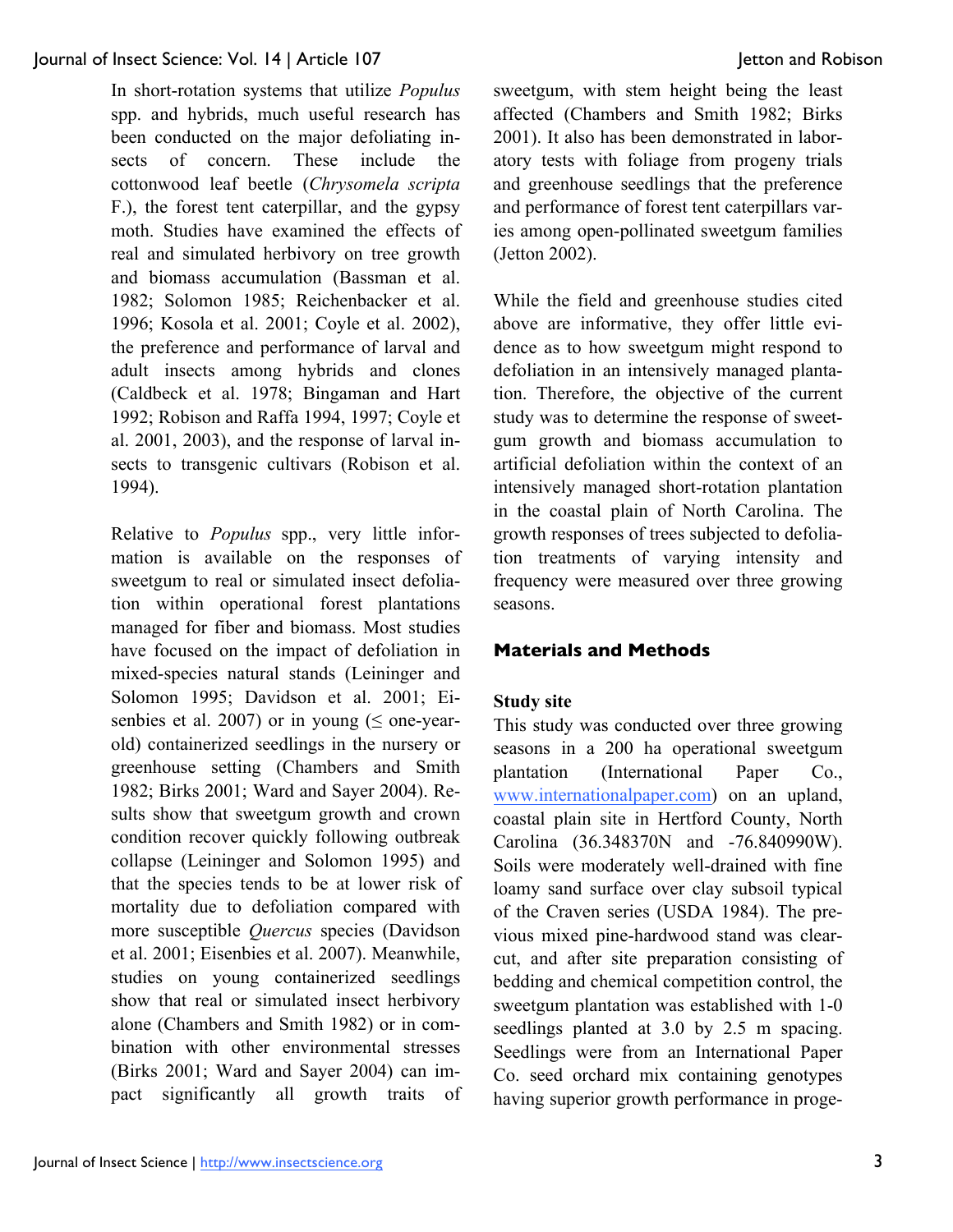In short-rotation systems that utilize *Populus* spp. and hybrids, much useful research has been conducted on the major defoliating insects of concern. These include the cottonwood leaf beetle (*Chrysomela scripta* F.), the forest tent caterpillar, and the gypsy moth. Studies have examined the effects of real and simulated herbivory on tree growth and biomass accumulation (Bassman et al. 1982; Solomon 1985; Reichenbacker et al. 1996; Kosola et al. 2001; Coyle et al. 2002), the preference and performance of larval and adult insects among hybrids and clones (Caldbeck et al. 1978; Bingaman and Hart 1992; Robison and Raffa 1994, 1997; Coyle et al. 2001, 2003), and the response of larval insects to transgenic cultivars (Robison et al. 1994).

Relative to *Populus* spp., very little information is available on the responses of sweetgum to real or simulated insect defoliation within operational forest plantations managed for fiber and biomass. Most studies have focused on the impact of defoliation in mixed-species natural stands (Leininger and Solomon 1995; Davidson et al. 2001; Eisenbies et al. 2007) or in young (≤ one-year-old) containerized seedlings in the nursery or greenhouse setting (Chambers and Smith 1982; Birks 2001; Ward and Sayer 2004). Results show that sweetgum growth and crown condition recover quickly following outbreak collapse (Leininger and Solomon 1995) and that the species tends to be at lower risk of mortality due to defoliation compared with more susceptible *Quercus* species (Davidson et al. 2001; Eisenbies et al. 2007). Meanwhile, studies on young containerized seedlings show that real or simulated insect herbivory alone (Chambers and Smith 1982) or in combination with other environmental stresses (Birks 2001; Ward and Sayer 2004) can impact significantly all growth traits of sweetgum, with stem height being the least affected (Chambers and Smith 1982; Birks 2001). It also has been demonstrated in laboratory tests with foliage from progeny trials and greenhouse seedlings that the preference and performance of forest tent caterpillars varies among open-pollinated sweetgum families (Jetton 2002).

While the field and greenhouse studies cited above are informative, they offer little evidence as to how sweetgum might respond to defoliation in an intensively managed plantation. Therefore, the objective of the current study was to determine the response of sweetgum growth and biomass accumulation to artificial defoliation within the context of an intensively managed short-rotation plantation in the coastal plain of North Carolina. The growth responses of trees subjected to defoliation treatments of varying intensity and frequency were measured over three growing seasons.

## Materials and Methods

### Study site

This study was conducted over three growing seasons in a 200 ha operational sweetgum plantation (International Paper Co., www.internationalpaper.com) on an upland, coastal plain site in Hertford County, North Carolina (36.348370N and -76.840990W). Soils were moderately well-drained with fine loamy sand surface over clay subsoil typical of the Craven series (USDA 1984). The previous mixed pine-hardwood stand was clearcut, and after site preparation consisting of bedding and chemical competition control, the sweetgum plantation was established with 1-0 seedlings planted at 3.0 by 2.5 m spacing. Seedlings were from an International Paper Co. seed orchard mix containing genotypes having superior growth performance in proge-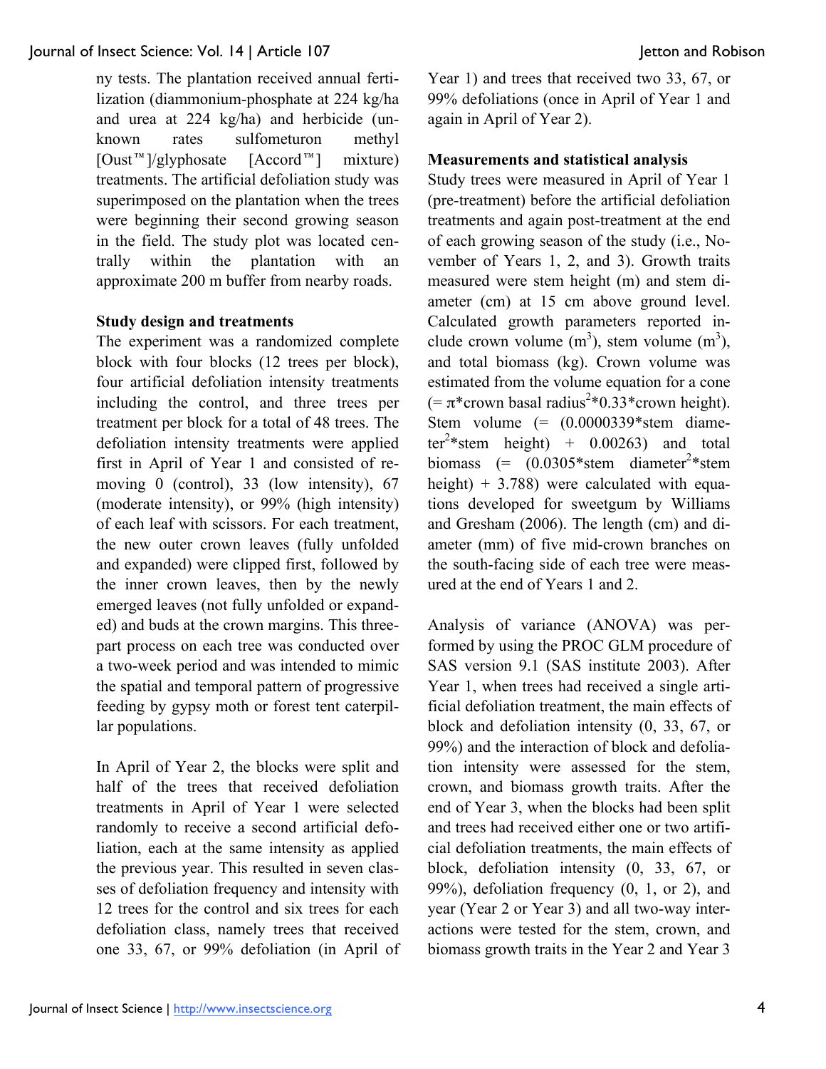ny tests. The plantation received annual fertilization (diammonium-phosphate at 224 kg/ha and urea at 224 kg/ha) and herbicide (unknown rates sulfometuron methyl [Oust™]/glyphosate [Accord™] mixture) treatments. The artificial defoliation study was superimposed on the plantation when the trees were beginning their second growing season in the field. The study plot was located centrally within the plantation with an approximate 200 m buffer from nearby roads.

**Study design and treatments**

The experiment was a randomized complete block with four blocks (12 trees per block), four artificial defoliation intensity treatments including the control, and three trees per treatment per block for a total of 48 trees. The defoliation intensity treatments were applied first in April of Year 1 and consisted of removing 0 (control), 33 (low intensity), 67 (moderate intensity), or 99% (high intensity) of each leaf with scissors. For each treatment, the new outer crown leaves (fully unfolded and expanded) were clipped first, followed by the inner crown leaves, then by the newly emerged leaves (not fully unfolded or expanded) and buds at the crown margins. This three-part process on each tree was conducted over a two-week period and was intended to mimic the spatial and temporal pattern of progressive feeding by gypsy moth or forest tent caterpillar populations.

In April of Year 2, the blocks were split and half of the trees that received defoliation treatments in April of Year 1 were selected randomly to receive a second artificial defoliation, each at the same intensity as applied the previous year. This resulted in seven classes of defoliation frequency and intensity with 12 trees for the control and six trees for each defoliation class, namely trees that received one 33, 67, or 99% defoliation (in April of Year 1) and trees that received two 33, 67, or 99% defoliations (once in April of Year 1 and again in April of Year 2).

**Measurements and statistical analysis**

Study trees were measured in April of Year 1 (pre-treatment) before the artificial defoliation treatments and again post-treatment at the end of each growing season of the study (i.e., November of Years 1, 2, and 3). Growth traits measured were stem height (m) and stem diameter (cm) at 15 cm above ground level. Calculated growth parameters reported include crown volume ($m^3$), stem volume ($m^3$), and total biomass (kg). Crown volume was estimated from the volume equation for a cone ($= \pi$*crown basal radius$^2$*0.33*crown height). Stem volume (= (0.0000339*stem diameter$^2$*stem height) + 0.00263) and total biomass (= (0.0305*stem diameter$^2$*stem height) + 3.788) were calculated with equations developed for sweetgum by Williams and Gresham (2006). The length (cm) and diameter (mm) of five mid-crown branches on the south-facing side of each tree were measured at the end of Years 1 and 2.

Analysis of variance (ANOVA) was performed by using the PROC GLM procedure of SAS version 9.1 (SAS institute 2003). After Year 1, when trees had received a single artificial defoliation treatment, the main effects of block and defoliation intensity (0, 33, 67, or 99%) and the interaction of block and defoliation intensity were assessed for the stem, crown, and biomass growth traits. After the end of Year 3, when the blocks had been split and trees had received either one or two artificial defoliation treatments, the main effects of block, defoliation intensity (0, 33, 67, or 99%), defoliation frequency (0, 1, or 2), and year (Year 2 or Year 3) and all two-way interactions were tested for the stem, crown, and biomass growth traits in the Year 2 and Year 3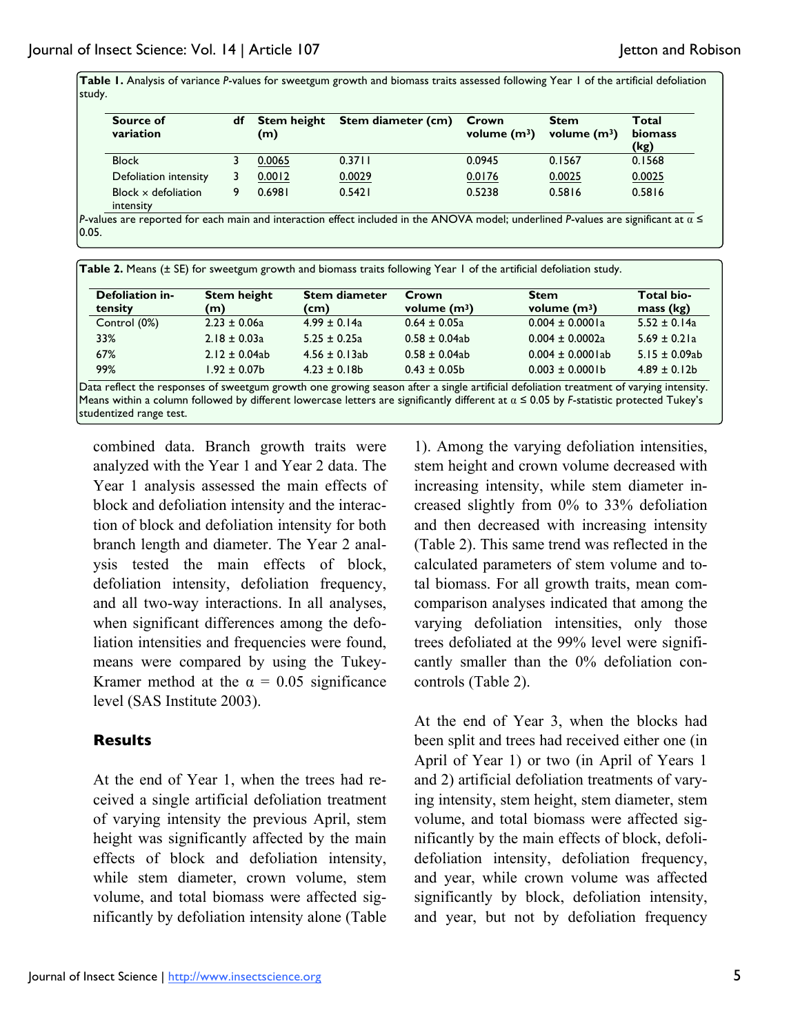**Table 1.** Analysis of variance *P*-values for sweetgum growth and biomass traits assessed following Year 1 of the artificial defoliation study.

| Source of variation | df | Stem height (m) | Stem diameter (cm) | Crown volume (m³) | Stem volume (m³) | Total biomass (kg) |
|---|---|---|---|---|---|---|
| Block | 3 | <u>0.0065</u> | 0.3711 | 0.0945 | 0.1567 | 0.1568 |
| Defoliation intensity | 3 | <u>0.0012</u> | <u>0.0029</u> | <u>0.0176</u> | <u>0.0025</u> | <u>0.0025</u> |
| Block × defoliation intensity | 9 | 0.6981 | 0.5421 | 0.5238 | 0.5816 | 0.5816 |

*P*-values are reported for each main and interaction effect included in the ANOVA model; underlined *P*-values are significant at $\alpha \leq 0.05$.

**Table 2.** Means (± SE) for sweetgum growth and biomass traits following Year 1 of the artificial defoliation study.

| Defoliation intensity | Stem height (m) | Stem diameter (cm) | Crown volume (m³) | Stem volume (m³) | Total biomass (kg) |
|---|---|---|---|---|---|
| Control (0%) | 2.23 ± 0.06a | 4.99 ± 0.14a | 0.64 ± 0.05a | 0.004 ± 0.0001a | 5.52 ± 0.14a |
| 33% | 2.18 ± 0.03a | 5.25 ± 0.25a | 0.58 ± 0.04ab | 0.004 ± 0.0002a | 5.69 ± 0.21a |
| 67% | 2.12 ± 0.04ab | 4.56 ± 0.13ab | 0.58 ± 0.04ab | 0.004 ± 0.0001ab | 5.15 ± 0.09ab |
| 99% | 1.92 ± 0.07b | 4.23 ± 0.18b | 0.43 ± 0.05b | 0.003 ± 0.0001b | 4.89 ± 0.12b |

Data reflect the responses of sweetgum growth one growing season after a single artificial defoliation treatment of varying intensity. Means within a column followed by different lowercase letters are significantly different at $\alpha \leq 0.05$ by *F*-statistic protected Tukey's studentized range test.

combined data. Branch growth traits were analyzed with the Year 1 and Year 2 data. The Year 1 analysis assessed the main effects of block and defoliation intensity and the interaction of block and defoliation intensity for both branch length and diameter. The Year 2 analysis tested the main effects of block, defoliation intensity, defoliation frequency, and all two-way interactions. In all analyses, when significant differences among the defoliation intensities and frequencies were found, means were compared by using the Tukey-Kramer method at the $\alpha = 0.05$ significance level (SAS Institute 2003).

## Results

At the end of Year 1, when the trees had received a single artificial defoliation treatment of varying intensity the previous April, stem height was significantly affected by the main effects of block and defoliation intensity, while stem diameter, crown volume, stem volume, and total biomass were affected significantly by defoliation intensity alone (Table 1). Among the varying defoliation intensities, stem height and crown volume decreased with increasing intensity, while stem diameter increased slightly from 0% to 33% defoliation and then decreased with increasing intensity (Table 2). This same trend was reflected in the calculated parameters of stem volume and total biomass. For all growth traits, mean comparison analyses indicated that among the varying defoliation intensities, only those trees defoliated at the 99% level were significantly smaller than the 0% defoliation con-controls (Table 2).

At the end of Year 3, when the blocks had been split and trees had received either one (in April of Year 1) or two (in April of Years 1 and 2) artificial defoliation treatments of varying intensity, stem height, stem diameter, stem volume, and total biomass were affected significantly by the main effects of block, defoli-defoliation intensity, defoliation frequency, and year, while crown volume was affected significantly by block, defoliation intensity, and year, but not by defoliation frequency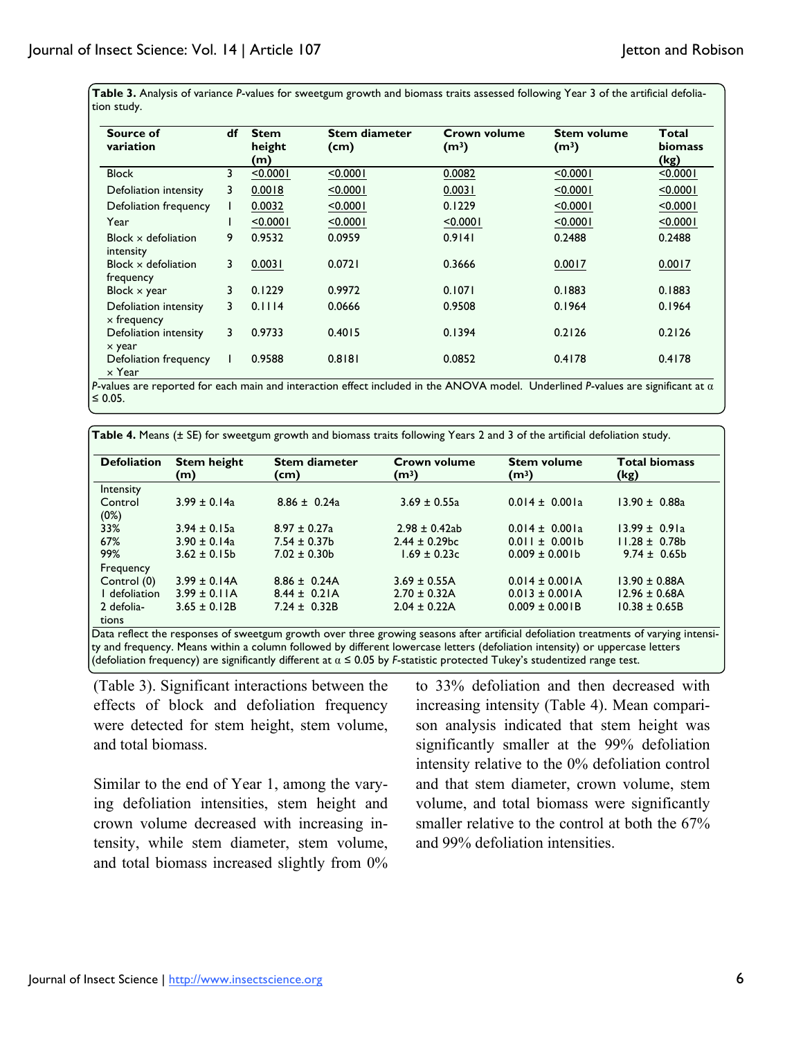**Table 3.** Analysis of variance *P*-values for sweetgum growth and biomass traits assessed following Year 3 of the artificial defoliation study.

| Source of variation | df | Stem height (m) | Stem diameter (cm) | Crown volume (m³) | Stem volume (m³) | Total biomass (kg) |
|---|---|---|---|---|---|---|
| Block | 3 | <u><0.0001</u> | <u><0.0001</u> | <u>0.0082</u> | <u><0.0001</u> | <u><0.0001</u> |
| Defoliation intensity | 3 | <u>0.0018</u> | <u><0.0001</u> | <u>0.0031</u> | <u><0.0001</u> | <u><0.0001</u> |
| Defoliation frequency | 1 | <u>0.0032</u> | <u><0.0001</u> | 0.1229 | <u><0.0001</u> | <u><0.0001</u> |
| Year | 1 | <u><0.0001</u> | <u><0.0001</u> | <u><0.0001</u> | <u><0.0001</u> | <u><0.0001</u> |
| Block × defoliation intensity | 9 | 0.9532 | 0.0959 | 0.9141 | 0.2488 | 0.2488 |
| Block × defoliation frequency | 3 | <u>0.0031</u> | 0.0721 | 0.3666 | <u>0.0017</u> | <u>0.0017</u> |
| Block × year | 3 | 0.1229 | 0.9972 | 0.1071 | 0.1883 | 0.1883 |
| Defoliation intensity × frequency | 3 | 0.1114 | 0.0666 | 0.9508 | 0.1964 | 0.1964 |
| Defoliation intensity × year | 3 | 0.9733 | 0.4015 | 0.1394 | 0.2126 | 0.2126 |
| Defoliation frequency × Year | 1 | 0.9588 | 0.8181 | 0.0852 | 0.4178 | 0.4178 |

*P*-values are reported for each main and interaction effect included in the ANOVA model. Underlined *P*-values are significant at $\alpha \leq 0.05$.

**Table 4.** Means (± SE) for sweetgum growth and biomass traits following Years 2 and 3 of the artificial defoliation study.

| Defoliation | Stem height (m) | Stem diameter (cm) | Crown volume (m³) | Stem volume (m³) | Total biomass (kg) |
|---|---|---|---|---|---|
| Intensity | | | | | |
| Control (0%) | 3.99 ± 0.14a | 8.86 ± 0.24a | 3.69 ± 0.55a | 0.014 ± 0.001a | 13.90 ± 0.88a |
| 33% | 3.94 ± 0.15a | 8.97 ± 0.27a | 2.98 ± 0.42ab | 0.014 ± 0.001a | 13.99 ± 0.91a |
| 67% | 3.90 ± 0.14a | 7.54 ± 0.37b | 2.44 ± 0.29bc | 0.011 ± 0.001b | 11.28 ± 0.78b |
| 99% | 3.62 ± 0.15b | 7.02 ± 0.30b | 1.69 ± 0.23c | 0.009 ± 0.001b | 9.74 ± 0.65b |
| Frequency | | | | | |
| Control (0) | 3.99 ± 0.14A | 8.86 ± 0.24A | 3.69 ± 0.55A | 0.014 ± 0.001A | 13.90 ± 0.88A |
| 1 defoliation | 3.99 ± 0.11A | 8.44 ± 0.21A | 2.70 ± 0.32A | 0.013 ± 0.001A | 12.96 ± 0.68A |
| 2 defoliations | 3.65 ± 0.12B | 7.24 ± 0.32B | 2.04 ± 0.22A | 0.009 ± 0.001B | 10.38 ± 0.65B |

Data reflect the responses of sweetgum growth over three growing seasons after artificial defoliation treatments of varying intensity and frequency. Means within a column followed by different lowercase letters (defoliation intensity) or uppercase letters (defoliation frequency) are significantly different at $\alpha \leq 0.05$ by *F*-statistic protected Tukey's studentized range test.

(Table 3). Significant interactions between the effects of block and defoliation frequency were detected for stem height, stem volume, and total biomass.

Similar to the end of Year 1, among the varying defoliation intensities, stem height and crown volume decreased with increasing intensity, while stem diameter, stem volume, and total biomass increased slightly from 0% to 33% defoliation and then decreased with increasing intensity (Table 4). Mean comparison analysis indicated that stem height was significantly smaller at the 99% defoliation intensity relative to the 0% defoliation control and that stem diameter, crown volume, stem volume, and total biomass were significantly smaller relative to the control at both the 67% and 99% defoliation intensities.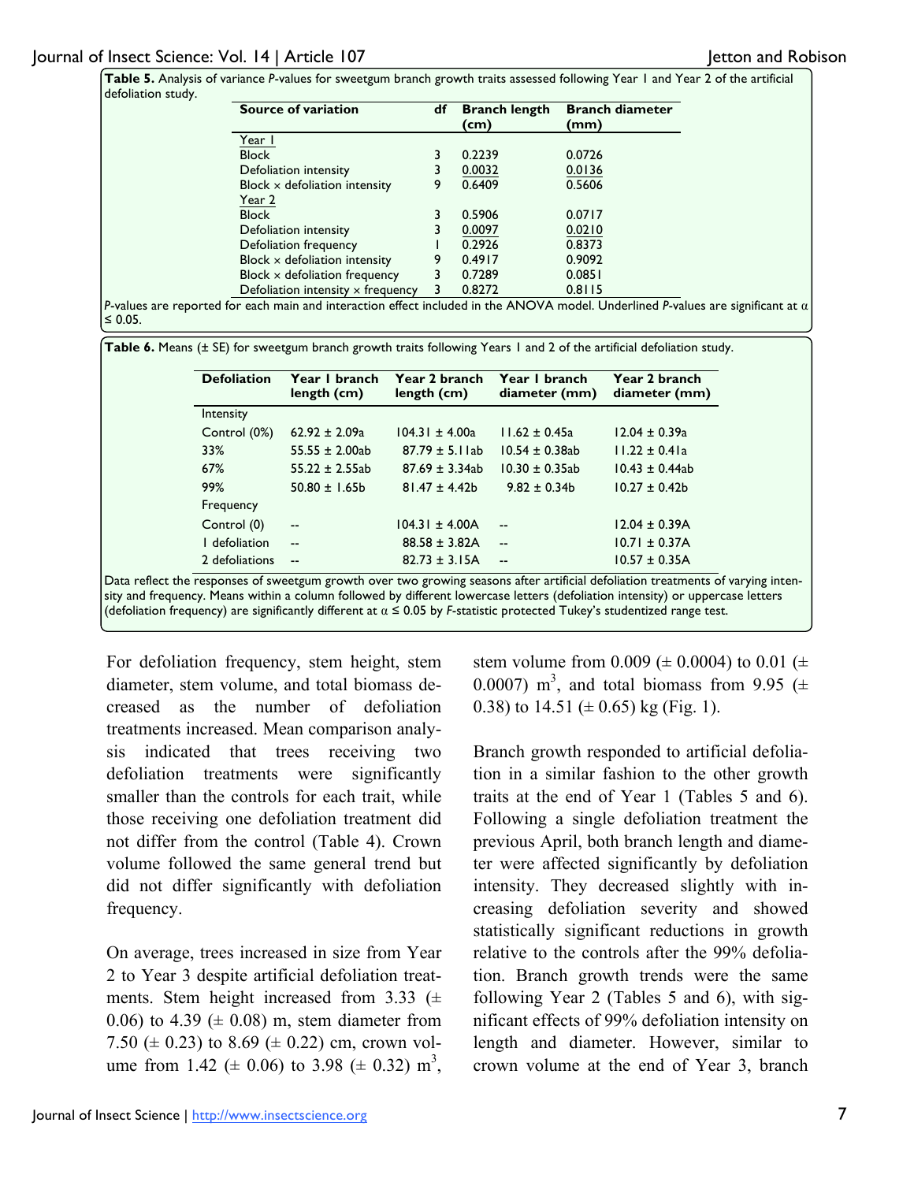**Table 5.** Analysis of variance *P*-values for sweetgum branch growth traits assessed following Year 1 and Year 2 of the artificial defoliation study.

| Source of variation | df | Branch length (cm) | Branch diameter (mm) |
|---|---|---|---|
| Year 1 | | | |
| Block | 3 | 0.2239 | 0.0726 |
| Defoliation intensity | 3 | <u>0.0032</u> | <u>0.0136</u> |
| Block × defoliation intensity | 9 | 0.6409 | 0.5606 |
| Year 2 | | | |
| Block | 3 | 0.5906 | 0.0717 |
| Defoliation intensity | 3 | <u>0.0097</u> | <u>0.0210</u> |
| Defoliation frequency | 1 | 0.2926 | 0.8373 |
| Block × defoliation intensity | 9 | 0.4917 | 0.9092 |
| Block × defoliation frequency | 3 | 0.7289 | 0.0851 |
| Defoliation intensity × frequency | 3 | 0.8272 | 0.8115 |

*P*-values are reported for each main and interaction effect included in the ANOVA model. Underlined *P*-values are significant at $\alpha \leq 0.05$.

**Table 6.** Means (± SE) for sweetgum branch growth traits following Years 1 and 2 of the artificial defoliation study.

| Defoliation | Year 1 branch length (cm) | Year 2 branch length (cm) | Year 1 branch diameter (mm) | Year 2 branch diameter (mm) |
|---|---|---|---|---|
| Intensity | | | | |
| Control (0%) | 62.92 ± 2.09a | 104.31 ± 4.00a | 11.62 ± 0.45a | 12.04 ± 0.39a |
| 33% | 55.55 ± 2.00ab | 87.79 ± 5.11ab | 10.54 ± 0.38ab | 11.22 ± 0.41a |
| 67% | 55.22 ± 2.55ab | 87.69 ± 3.34ab | 10.30 ± 0.35ab | 10.43 ± 0.44ab |
| 99% | 50.80 ± 1.65b | 81.47 ± 4.42b | 9.82 ± 0.34b | 10.27 ± 0.42b |
| Frequency | | | | |
| Control (0) | -- | 104.31 ± 4.00A | -- | 12.04 ± 0.39A |
| 1 defoliation | -- | 88.58 ± 3.82A | -- | 10.71 ± 0.37A |
| 2 defoliations | -- | 82.73 ± 3.15A | -- | 10.57 ± 0.35A |

Data reflect the responses of sweetgum growth over two growing seasons after artificial defoliation treatments of varying intensity and frequency. Means within a column followed by different lowercase letters (defoliation intensity) or uppercase letters (defoliation frequency) are significantly different at $\alpha \leq 0.05$ by *F*-statistic protected Tukey's studentized range test.

For defoliation frequency, stem height, stem diameter, stem volume, and total biomass decreased as the number of defoliation treatments increased. Mean comparison analysis indicated that trees receiving two defoliation treatments were significantly smaller than the controls for each trait, while those receiving one defoliation treatment did not differ from the control (Table 4). Crown volume followed the same general trend but did not differ significantly with defoliation frequency.

On average, trees increased in size from Year 2 to Year 3 despite artificial defoliation treatments. Stem height increased from 3.33 (± 0.06) to 4.39 (± 0.08) m, stem diameter from 7.50 (± 0.23) to 8.69 (± 0.22) cm, crown volume from 1.42 (± 0.06) to 3.98 (± 0.32) $m^3$, stem volume from 0.009 (± 0.0004) to 0.01 (± 0.0007) $m^3$, and total biomass from 9.95 (± 0.38) to 14.51 (± 0.65) kg (Fig. 1).

Branch growth responded to artificial defoliation in a similar fashion to the other growth traits at the end of Year 1 (Tables 5 and 6). Following a single defoliation treatment the previous April, both branch length and diameter were affected significantly by defoliation intensity. They decreased slightly with increasing defoliation severity and showed statistically significant reductions in growth relative to the controls after the 99% defoliation. Branch growth trends were the same following Year 2 (Tables 5 and 6), with significant effects of 99% defoliation intensity on length and diameter. However, similar to crown volume at the end of Year 3, branch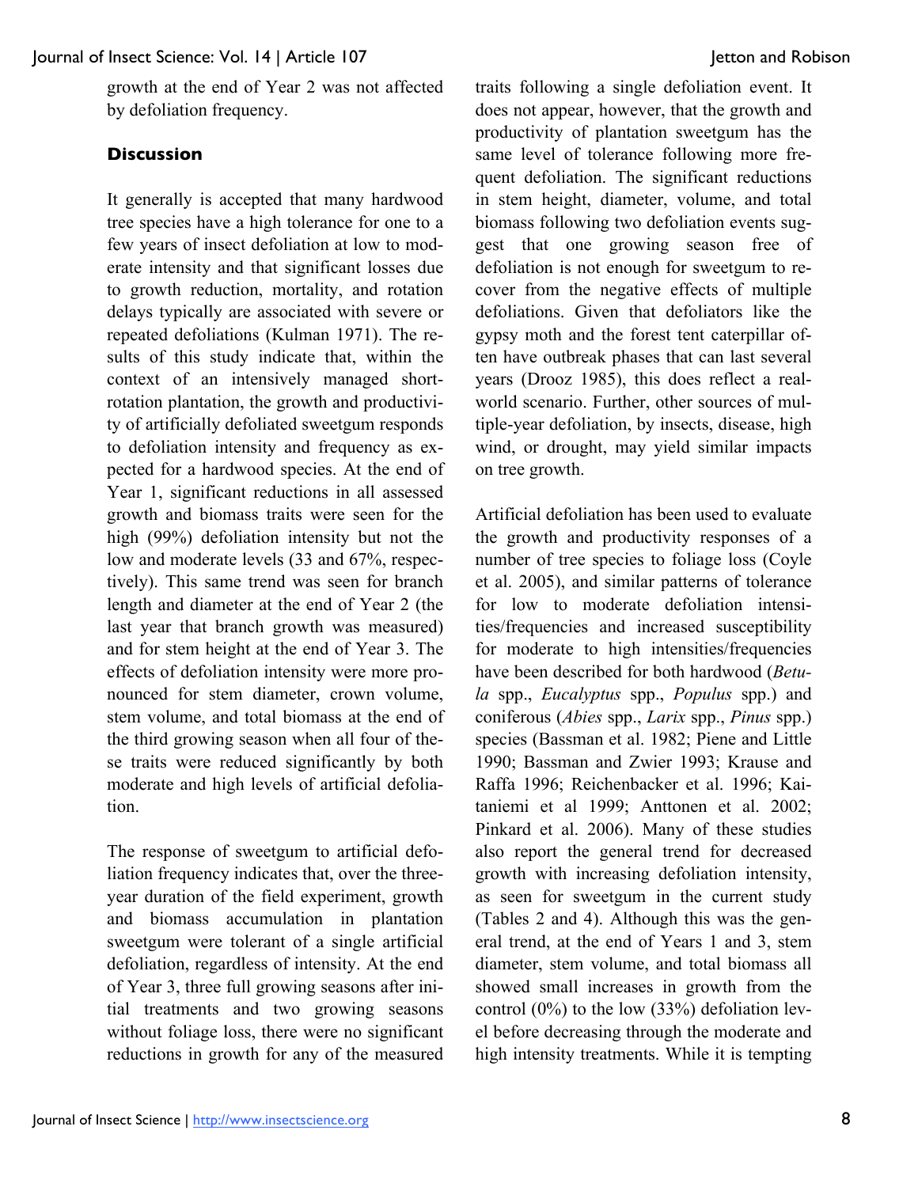growth at the end of Year 2 was not affected by defoliation frequency.

## Discussion

It generally is accepted that many hardwood tree species have a high tolerance for one to a few years of insect defoliation at low to moderate intensity and that significant losses due to growth reduction, mortality, and rotation delays typically are associated with severe or repeated defoliations (Kulman 1971). The results of this study indicate that, within the context of an intensively managed short-rotation plantation, the growth and productivity of artificially defoliated sweetgum responds to defoliation intensity and frequency as expected for a hardwood species. At the end of Year 1, significant reductions in all assessed growth and biomass traits were seen for the high (99%) defoliation intensity but not the low and moderate levels (33 and 67%, respectively). This same trend was seen for branch length and diameter at the end of Year 2 (the last year that branch growth was measured) and for stem height at the end of Year 3. The effects of defoliation intensity were more pronounced for stem diameter, crown volume, stem volume, and total biomass at the end of the third growing season when all four of these traits were reduced significantly by both moderate and high levels of artificial defoliation.

The response of sweetgum to artificial defoliation frequency indicates that, over the three-year duration of the field experiment, growth and biomass accumulation in plantation sweetgum were tolerant of a single artificial defoliation, regardless of intensity. At the end of Year 3, three full growing seasons after initial treatments and two growing seasons without foliage loss, there were no significant reductions in growth for any of the measured traits following a single defoliation event. It does not appear, however, that the growth and productivity of plantation sweetgum has the same level of tolerance following more frequent defoliation. The significant reductions in stem height, diameter, volume, and total biomass following two defoliation events suggest that one growing season free of defoliation is not enough for sweetgum to recover from the negative effects of multiple defoliations. Given that defoliators like the gypsy moth and the forest tent caterpillar often have outbreak phases that can last several years (Drooz 1985), this does reflect a real-world scenario. Further, other sources of multiple-year defoliation, by insects, disease, high wind, or drought, may yield similar impacts on tree growth.

Artificial defoliation has been used to evaluate the growth and productivity responses of a number of tree species to foliage loss (Coyle et al. 2005), and similar patterns of tolerance for low to moderate defoliation intensities/frequencies and increased susceptibility for moderate to high intensities/frequencies have been described for both hardwood (*Betula* spp., *Eucalyptus* spp., *Populus* spp.) and coniferous (*Abies* spp., *Larix* spp., *Pinus* spp.) species (Bassman et al. 1982; Piene and Little 1990; Bassman and Zwier 1993; Krause and Raffa 1996; Reichenbacker et al. 1996; Kaitaniemi et al 1999; Anttonen et al. 2002; Pinkard et al. 2006). Many of these studies also report the general trend for decreased growth with increasing defoliation intensity, as seen for sweetgum in the current study (Tables 2 and 4). Although this was the general trend, at the end of Years 1 and 3, stem diameter, stem volume, and total biomass all showed small increases in growth from the control (0%) to the low (33%) defoliation level before decreasing through the moderate and high intensity treatments. While it is tempting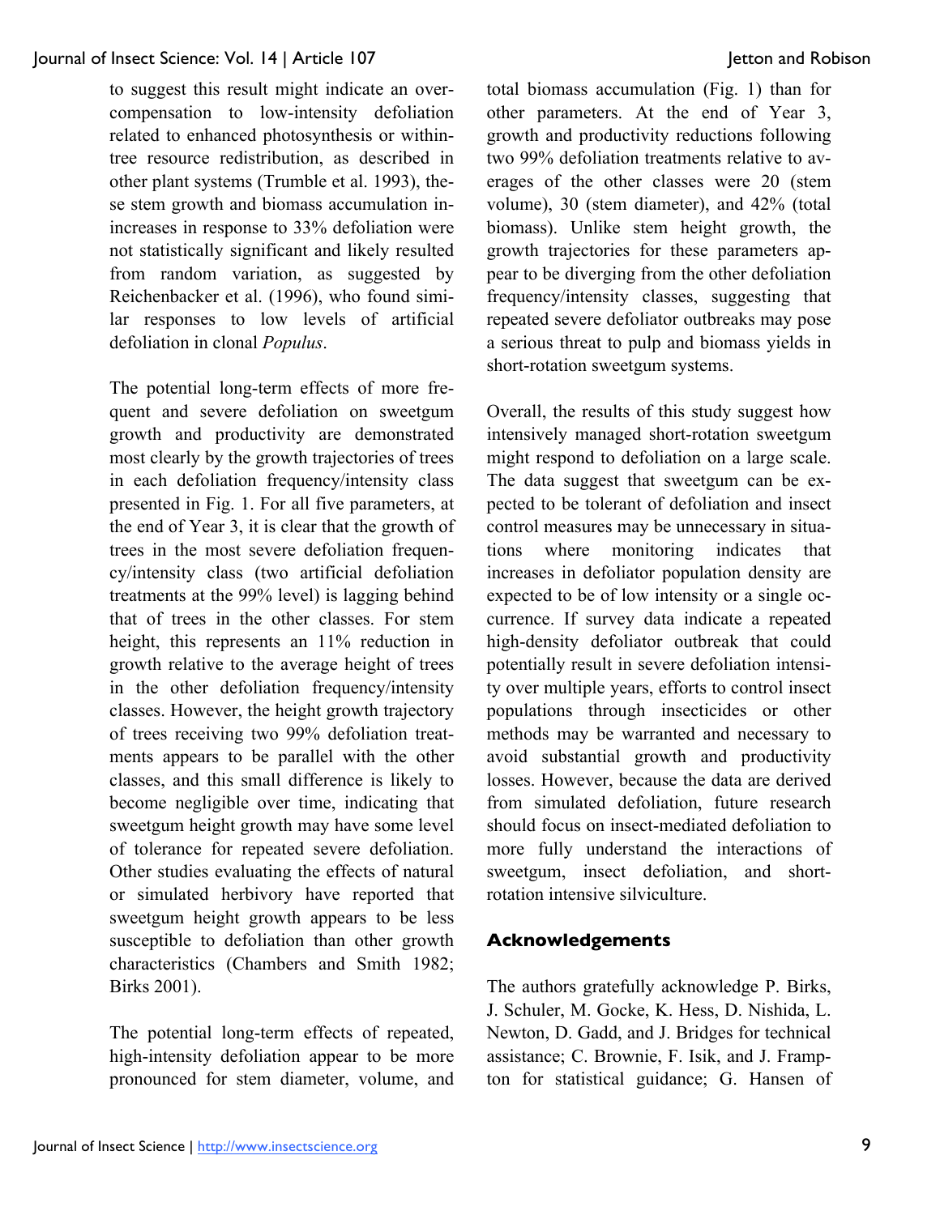to suggest this result might indicate an overcompensation to low-intensity defoliation related to enhanced photosynthesis or within-tree resource redistribution, as described in other plant systems (Trumble et al. 1993), these stem growth and biomass accumulation increases in response to 33% defoliation were not statistically significant and likely resulted from random variation, as suggested by Reichenbacker et al. (1996), who found similar responses to low levels of artificial defoliation in clonal *Populus*.

The potential long-term effects of more frequent and severe defoliation on sweetgum growth and productivity are demonstrated most clearly by the growth trajectories of trees in each defoliation frequency/intensity class presented in Fig. 1. For all five parameters, at the end of Year 3, it is clear that the growth of trees in the most severe defoliation frequency/intensity class (two artificial defoliation treatments at the 99% level) is lagging behind that of trees in the other classes. For stem height, this represents an 11% reduction in growth relative to the average height of trees in the other defoliation frequency/intensity classes. However, the height growth trajectory of trees receiving two 99% defoliation treatments appears to be parallel with the other classes, and this small difference is likely to become negligible over time, indicating that sweetgum height growth may have some level of tolerance for repeated severe defoliation. Other studies evaluating the effects of natural or simulated herbivory have reported that sweetgum height growth appears to be less susceptible to defoliation than other growth characteristics (Chambers and Smith 1982; Birks 2001).

The potential long-term effects of repeated, high-intensity defoliation appear to be more pronounced for stem diameter, volume, and total biomass accumulation (Fig. 1) than for other parameters. At the end of Year 3, growth and productivity reductions following two 99% defoliation treatments relative to averages of the other classes were 20 (stem volume), 30 (stem diameter), and 42% (total biomass). Unlike stem height growth, the growth trajectories for these parameters appear to be diverging from the other defoliation frequency/intensity classes, suggesting that repeated severe defoliator outbreaks may pose a serious threat to pulp and biomass yields in short-rotation sweetgum systems.

Overall, the results of this study suggest how intensively managed short-rotation sweetgum might respond to defoliation on a large scale. The data suggest that sweetgum can be expected to be tolerant of defoliation and insect control measures may be unnecessary in situations where monitoring indicates that increases in defoliator population density are expected to be of low intensity or a single occurrence. If survey data indicate a repeated high-density defoliator outbreak that could potentially result in severe defoliation intensity over multiple years, efforts to control insect populations through insecticides or other methods may be warranted and necessary to avoid substantial growth and productivity losses. However, because the data are derived from simulated defoliation, future research should focus on insect-mediated defoliation to more fully understand the interactions of sweetgum, insect defoliation, and short-rotation intensive silviculture.

## Acknowledgements

The authors gratefully acknowledge P. Birks, J. Schuler, M. Gocke, K. Hess, D. Nishida, L. Newton, D. Gadd, and J. Bridges for technical assistance; C. Brownie, F. Isik, and J. Frampton for statistical guidance; G. Hansen of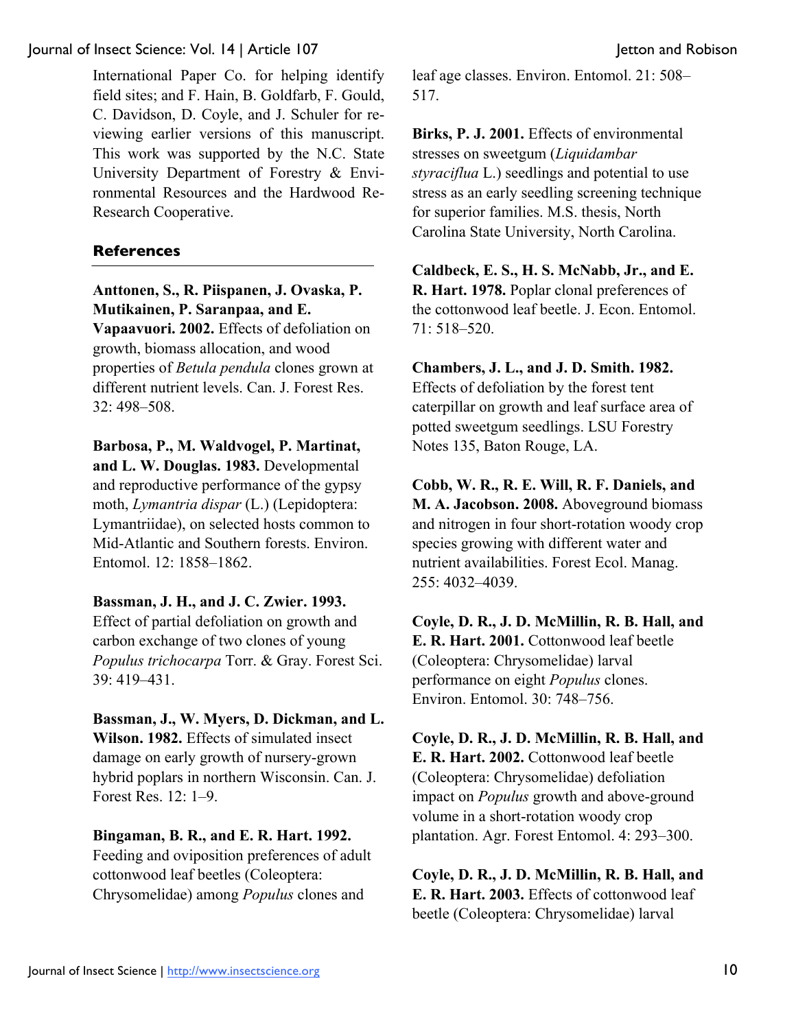International Paper Co. for helping identify field sites; and F. Hain, B. Goldfarb, F. Gould, C. Davidson, D. Coyle, and J. Schuler for reviewing earlier versions of this manuscript. This work was supported by the N.C. State University Department of Forestry & Environmental Resources and the Hardwood Research Cooperative.

## References

**Anttonen, S., R. Piispanen, J. Ovaska, P. Mutikainen, P. Saranpaa, and E. Vapaavuori. 2002.** Effects of defoliation on growth, biomass allocation, and wood properties of *Betula pendula* clones grown at different nutrient levels. Can. J. Forest Res. 32: 498–508.

**Barbosa, P., M. Waldvogel, P. Martinat, and L. W. Douglas. 1983.** Developmental and reproductive performance of the gypsy moth, *Lymantria dispar* (L.) (Lepidoptera: Lymantriidae), on selected hosts common to Mid-Atlantic and Southern forests. Environ. Entomol. 12: 1858–1862.

**Bassman, J. H., and J. C. Zwier. 1993.** Effect of partial defoliation on growth and carbon exchange of two clones of young *Populus trichocarpa* Torr. & Gray. Forest Sci. 39: 419–431.

**Bassman, J., W. Myers, D. Dickman, and L. Wilson. 1982.** Effects of simulated insect damage on early growth of nursery-grown hybrid poplars in northern Wisconsin. Can. J. Forest Res. 12: 1–9.

**Bingaman, B. R., and E. R. Hart. 1992.** Feeding and oviposition preferences of adult cottonwood leaf beetles (Coleoptera: Chrysomelidae) among *Populus* clones and leaf age classes. Environ. Entomol. 21: 508–517.

**Birks, P. J. 2001.** Effects of environmental stresses on sweetgum (*Liquidambar styraciflua* L.) seedlings and potential to use stress as an early seedling screening technique for superior families. M.S. thesis, North Carolina State University, North Carolina.

**Caldbeck, E. S., H. S. McNabb, Jr., and E. R. Hart. 1978.** Poplar clonal preferences of the cottonwood leaf beetle. J. Econ. Entomol. 71: 518–520.

**Chambers, J. L., and J. D. Smith. 1982.** Effects of defoliation by the forest tent caterpillar on growth and leaf surface area of potted sweetgum seedlings. LSU Forestry Notes 135, Baton Rouge, LA.

**Cobb, W. R., R. E. Will, R. F. Daniels, and M. A. Jacobson. 2008.** Aboveground biomass and nitrogen in four short-rotation woody crop species growing with different water and nutrient availabilities. Forest Ecol. Manag. 255: 4032–4039.

**Coyle, D. R., J. D. McMillin, R. B. Hall, and E. R. Hart. 2001.** Cottonwood leaf beetle (Coleoptera: Chrysomelidae) larval performance on eight *Populus* clones. Environ. Entomol. 30: 748–756.

**Coyle, D. R., J. D. McMillin, R. B. Hall, and E. R. Hart. 2002.** Cottonwood leaf beetle (Coleoptera: Chrysomelidae) defoliation impact on *Populus* growth and above-ground volume in a short-rotation woody crop plantation. Agr. Forest Entomol. 4: 293–300.

**Coyle, D. R., J. D. McMillin, R. B. Hall, and E. R. Hart. 2003.** Effects of cottonwood leaf beetle (Coleoptera: Chrysomelidae) larval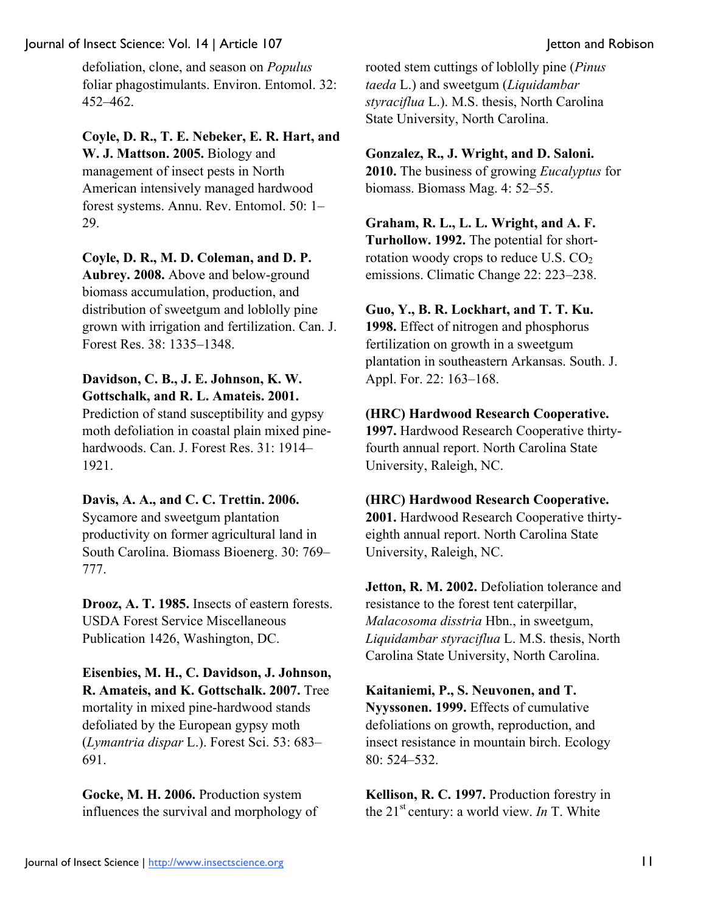defoliation, clone, and season on *Populus* foliar phagostimulants. Environ. Entomol. 32: 452–462.

**Coyle, D. R., T. E. Nebeker, E. R. Hart, and W. J. Mattson. 2005.** Biology and management of insect pests in North American intensively managed hardwood forest systems. Annu. Rev. Entomol. 50: 1–29.

**Coyle, D. R., M. D. Coleman, and D. P. Aubrey. 2008.** Above and below-ground biomass accumulation, production, and distribution of sweetgum and loblolly pine grown with irrigation and fertilization. Can. J. Forest Res. 38: 1335–1348.

**Davidson, C. B., J. E. Johnson, K. W. Gottschalk, and R. L. Amateis. 2001.** Prediction of stand susceptibility and gypsy moth defoliation in coastal plain mixed pine-hardwoods. Can. J. Forest Res. 31: 1914–1921.

**Davis, A. A., and C. C. Trettin. 2006.** Sycamore and sweetgum plantation productivity on former agricultural land in South Carolina. Biomass Bioenerg. 30: 769–777.

**Drooz, A. T. 1985.** Insects of eastern forests. USDA Forest Service Miscellaneous Publication 1426, Washington, DC.

**Eisenbies, M. H., C. Davidson, J. Johnson, R. Amateis, and K. Gottschalk. 2007.** Tree mortality in mixed pine-hardwood stands defoliated by the European gypsy moth (*Lymantria dispar* L.). Forest Sci. 53: 683–691.

**Gocke, M. H. 2006.** Production system influences the survival and morphology of rooted stem cuttings of loblolly pine (*Pinus taeda* L.) and sweetgum (*Liquidambar styraciflua* L.). M.S. thesis, North Carolina State University, North Carolina.

**Gonzalez, R., J. Wright, and D. Saloni. 2010.** The business of growing *Eucalyptus* for biomass. Biomass Mag. 4: 52–55.

**Graham, R. L., L. L. Wright, and A. F. Turhollow. 1992.** The potential for short-rotation woody crops to reduce U.S. $CO_2$ emissions. Climatic Change 22: 223–238.

**Guo, Y., B. R. Lockhart, and T. T. Ku. 1998.** Effect of nitrogen and phosphorus fertilization on growth in a sweetgum plantation in southeastern Arkansas. South. J. Appl. For. 22: 163–168.

**(HRC) Hardwood Research Cooperative. 1997.** Hardwood Research Cooperative thirty-fourth annual report. North Carolina State University, Raleigh, NC.

**(HRC) Hardwood Research Cooperative. 2001.** Hardwood Research Cooperative thirty-eighth annual report. North Carolina State University, Raleigh, NC.

**Jetton, R. M. 2002.** Defoliation tolerance and resistance to the forest tent caterpillar, *Malacosoma disstria* Hbn., in sweetgum, *Liquidambar styraciflua* L. M.S. thesis, North Carolina State University, North Carolina.

**Kaitaniemi, P., S. Neuvonen, and T. Nyyssonen. 1999.** Effects of cumulative defoliations on growth, reproduction, and insect resistance in mountain birch. Ecology 80: 524–532.

**Kellison, R. C. 1997.** Production forestry in the 21$^{st}$ century: a world view. *In* T. White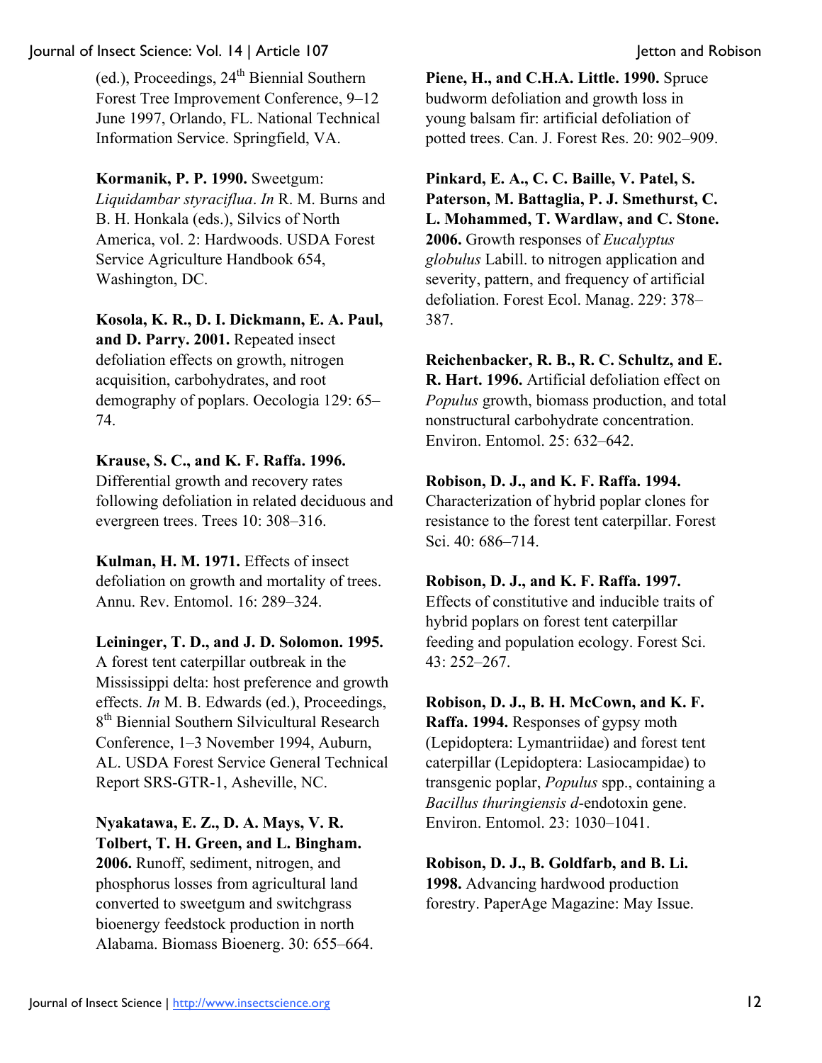(ed.), Proceedings, 24th Biennial Southern Forest Tree Improvement Conference, 9–12 June 1997, Orlando, FL. National Technical Information Service. Springfield, VA.

**Kormanik, P. P. 1990.** Sweetgum: *Liquidambar styraciflua*. *In* R. M. Burns and B. H. Honkala (eds.), Silvics of North America, vol. 2: Hardwoods. USDA Forest Service Agriculture Handbook 654, Washington, DC.

**Kosola, K. R., D. I. Dickmann, E. A. Paul, and D. Parry. 2001.** Repeated insect defoliation effects on growth, nitrogen acquisition, carbohydrates, and root demography of poplars. Oecologia 129: 65–74.

**Krause, S. C., and K. F. Raffa. 1996.** Differential growth and recovery rates following defoliation in related deciduous and evergreen trees. Trees 10: 308–316.

**Kulman, H. M. 1971.** Effects of insect defoliation on growth and mortality of trees. Annu. Rev. Entomol. 16: 289–324.

**Leininger, T. D., and J. D. Solomon. 1995.** A forest tent caterpillar outbreak in the Mississippi delta: host preference and growth effects. *In* M. B. Edwards (ed.), Proceedings, 8th Biennial Southern Silvicultural Research Conference, 1–3 November 1994, Auburn, AL. USDA Forest Service General Technical Report SRS-GTR-1, Asheville, NC.

**Nyakatawa, E. Z., D. A. Mays, V. R. Tolbert, T. H. Green, and L. Bingham. 2006.** Runoff, sediment, nitrogen, and phosphorus losses from agricultural land converted to sweetgum and switchgrass bioenergy feedstock production in north Alabama. Biomass Bioenerg. 30: 655–664.

**Piene, H., and C.H.A. Little. 1990.** Spruce budworm defoliation and growth loss in young balsam fir: artificial defoliation of potted trees. Can. J. Forest Res. 20: 902–909.

**Pinkard, E. A., C. C. Baille, V. Patel, S. Paterson, M. Battaglia, P. J. Smethurst, C. L. Mohammed, T. Wardlaw, and C. Stone. 2006.** Growth responses of *Eucalyptus globulus* Labill. to nitrogen application and severity, pattern, and frequency of artificial defoliation. Forest Ecol. Manag. 229: 378–387.

**Reichenbacker, R. B., R. C. Schultz, and E. R. Hart. 1996.** Artificial defoliation effect on *Populus* growth, biomass production, and total nonstructural carbohydrate concentration. Environ. Entomol. 25: 632–642.

**Robison, D. J., and K. F. Raffa. 1994.** Characterization of hybrid poplar clones for resistance to the forest tent caterpillar. Forest Sci. 40: 686–714.

**Robison, D. J., and K. F. Raffa. 1997.** Effects of constitutive and inducible traits of hybrid poplars on forest tent caterpillar feeding and population ecology. Forest Sci. 43: 252–267.

**Robison, D. J., B. H. McCown, and K. F. Raffa. 1994.** Responses of gypsy moth (Lepidoptera: Lymantriidae) and forest tent caterpillar (Lepidoptera: Lasiocampidae) to transgenic poplar, *Populus* spp., containing a *Bacillus thuringiensis d*-endotoxin gene. Environ. Entomol. 23: 1030–1041.

**Robison, D. J., B. Goldfarb, and B. Li. 1998.** Advancing hardwood production forestry. PaperAge Magazine: May Issue.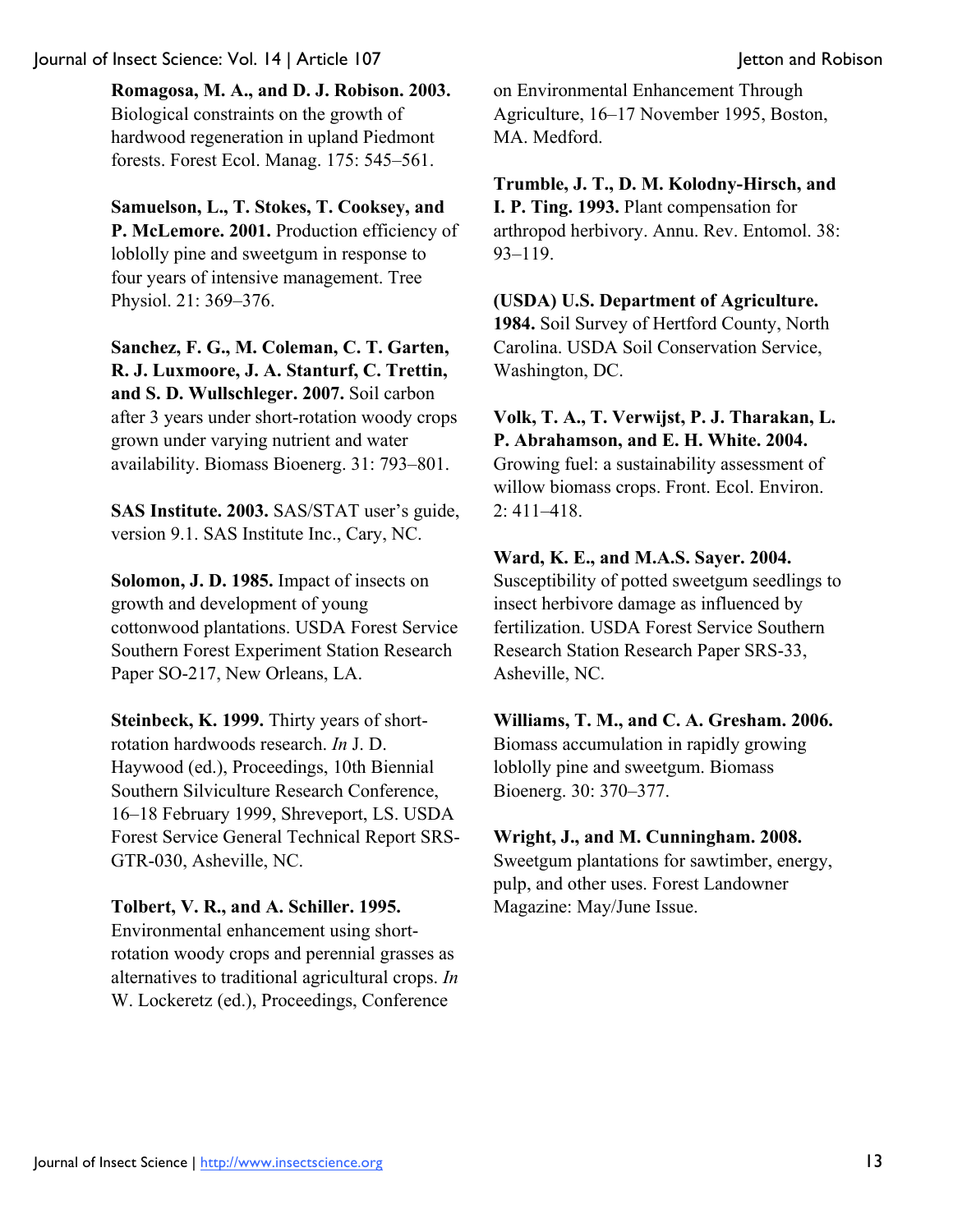**Romagosa, M. A., and D. J. Robison. 2003.** Biological constraints on the growth of hardwood regeneration in upland Piedmont forests. Forest Ecol. Manag. 175: 545–561.

**Samuelson, L., T. Stokes, T. Cooksey, and P. McLemore. 2001.** Production efficiency of loblolly pine and sweetgum in response to four years of intensive management. Tree Physiol. 21: 369–376.

**Sanchez, F. G., M. Coleman, C. T. Garten, R. J. Luxmoore, J. A. Stanturf, C. Trettin, and S. D. Wullschleger. 2007.** Soil carbon after 3 years under short-rotation woody crops grown under varying nutrient and water availability. Biomass Bioenerg. 31: 793–801.

**SAS Institute. 2003.** SAS/STAT user's guide, version 9.1. SAS Institute Inc., Cary, NC.

**Solomon, J. D. 1985.** Impact of insects on growth and development of young cottonwood plantations. USDA Forest Service Southern Forest Experiment Station Research Paper SO-217, New Orleans, LA.

**Steinbeck, K. 1999.** Thirty years of short-rotation hardwoods research. *In* J. D. Haywood (ed.), Proceedings, 10th Biennial Southern Silviculture Research Conference, 16–18 February 1999, Shreveport, LS. USDA Forest Service General Technical Report SRS-GTR-030, Asheville, NC.

**Tolbert, V. R., and A. Schiller. 1995.** Environmental enhancement using short-rotation woody crops and perennial grasses as alternatives to traditional agricultural crops. *In* W. Lockeretz (ed.), Proceedings, Conference on Environmental Enhancement Through Agriculture, 16–17 November 1995, Boston, MA. Medford.

**Trumble, J. T., D. M. Kolodny-Hirsch, and I. P. Ting. 1993.** Plant compensation for arthropod herbivory. Annu. Rev. Entomol. 38: 93–119.

**(USDA) U.S. Department of Agriculture. 1984.** Soil Survey of Hertford County, North Carolina. USDA Soil Conservation Service, Washington, DC.

**Volk, T. A., T. Verwijst, P. J. Tharakan, L. P. Abrahamson, and E. H. White. 2004.** Growing fuel: a sustainability assessment of willow biomass crops. Front. Ecol. Environ. 2: 411–418.

**Ward, K. E., and M.A.S. Sayer. 2004.** Susceptibility of potted sweetgum seedlings to insect herbivore damage as influenced by fertilization. USDA Forest Service Southern Research Station Research Paper SRS-33, Asheville, NC.

**Williams, T. M., and C. A. Gresham. 2006.** Biomass accumulation in rapidly growing loblolly pine and sweetgum. Biomass Bioenerg. 30: 370–377.

**Wright, J., and M. Cunningham. 2008.** Sweetgum plantations for sawtimber, energy, pulp, and other uses. Forest Landowner Magazine: May/June Issue.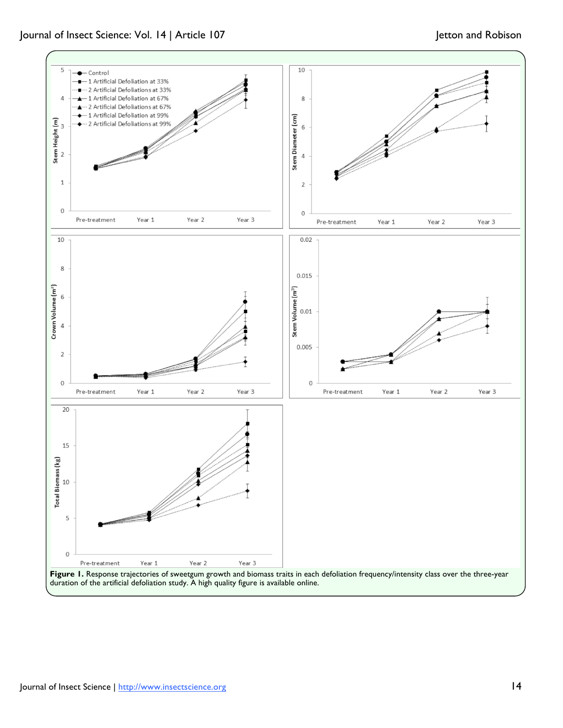Control
1 Artificial Defoliation at 33%
2 Artificial Defoliations at 33%
1 Artificial Defoliation at 67%
2 Artificial Defoliations at 67%
1 Artificial Defoliation at 99%
2 Artificial Defoliations at 99%

Stem Height (m)
0 1 2 3 4 5
Pre-treatment Year 1 Year 2 Year 3

Stem Diameter (cm)
0 2 4 6 8 10
Pre-treatment Year 1 Year 2 Year 3

Crown Volume ($m^3$)
0 2 4 6 8 10
Pre-treatment Year 1 Year 2 Year 3

Stem Volume ($m^3$)
0 0.005 0.01 0.015 0.02
Pre-treatment Year 1 Year 2 Year 3

Total Biomass (kg)
0 5 10 15 20
Pre-treatment Year 1 Year 2 Year 3

**Figure 1.** Response trajectories of sweetgum growth and biomass traits in each defoliation frequency/intensity class over the three-year duration of the artificial defoliation study. A high quality figure is available online.